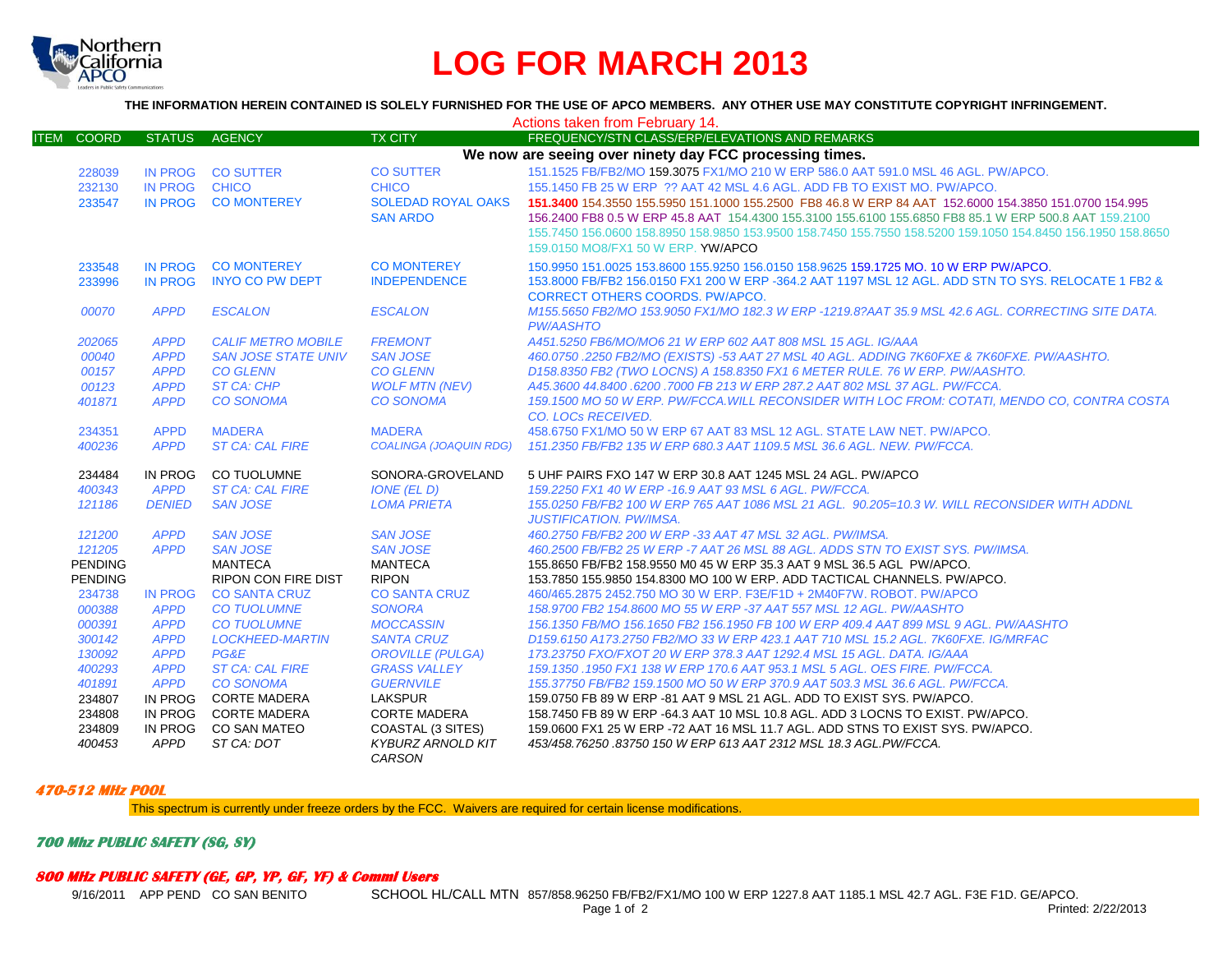# LOG FOR MARCH 2013

**THE INFORMATION HEREIN CONTAINED IS SOLELY FURNISHED FOR THE USE OF APCO MEMBERS. ANY OTHER USE MAY CONSTITUTE COPYRIGHT INFRINGEMENT.**

Actions taken from February 14.

| ITEM | COORD | STATUS | AGENCY | TX CITY | FREQUENCY/STN CLASS/ERP/ELEVATIONS AND REMARKS |
|---|---|---|---|---|---|
| | | | | | **We now are seeing over ninety day FCC processing times.** |
| | 228039 | IN PROG | CO SUTTER | CO SUTTER | 151.1525 FB/FB2/MO 159.3075 FX1/MO 210 W ERP 586.0 AAT 591.0 MSL 46 AGL. PW/APCO. |
| | 232130 | IN PROG | CHICO | CHICO | 155.1450 FB 25 W ERP ?? AAT 42 MSL 4.6 AGL. ADD FB TO EXIST MO. PW/APCO. |
| | 233547 | IN PROG | CO MONTEREY | SOLEDAD ROYAL OAKS SAN ARDO | 151.3400 154.3550 155.5950 151.1000 155.2500 FB8 46.8 W ERP 84 AAT 152.6000 154.3850 151.0700 154.995 156.2400 FB8 0.5 W ERP 45.8 AAT 154.4300 155.3100 155.6100 155.6850 FB8 85.1 W ERP 500.8 AAT 159.2100 155.7450 156.0600 158.8950 158.9850 153.9500 158.7450 155.7550 158.5200 159.1050 154.8450 156.1950 158.8650 159.0150 MO8/FX1 50 W ERP. YW/APCO |
| | 233548 | IN PROG | CO MONTEREY | CO MONTEREY | 150.9950 151.0025 153.8600 155.9250 156.0150 158.9625 159.1725 MO. 10 W ERP PW/APCO. |
| | 233996 | IN PROG | INYO CO PW DEPT | INDEPENDENCE | 153.8000 FB/FB2 156.0150 FX1 200 W ERP -364.2 AAT 1197 MSL 12 AGL. ADD STN TO SYS. RELOCATE 1 FB2 & CORRECT OTHERS COORDS. PW/APCO. |
| | *00070* | *APPD* | *ESCALON* | *ESCALON* | *M155.5650 FB2/MO 153.9050 FX1/MO 182.3 W ERP -1219.8?AAT 35.9 MSL 42.6 AGL. CORRECTING SITE DATA. PW/AASHTO* |
| | *202065* | *APPD* | *CALIF METRO MOBILE* | *FREMONT* | *A451.5250 FB6/MO/MO6 21 W ERP 602 AAT 808 MSL 15 AGL. IG/AAA* |
| | *00040* | *APPD* | *SAN JOSE STATE UNIV* | *SAN JOSE* | *460.0750 .2250 FB2/MO (EXISTS) -53 AAT 27 MSL 40 AGL. ADDING 7K60FXE & 7K60FXE. PW/AASHTO.* |
| | *00157* | *APPD* | *CO GLENN* | *CO GLENN* | *D158.8350 FB2 (TWO LOCNS) A 158.8350 FX1 6 METER RULE. 76 W ERP. PW/AASHTO.* |
| | *00123* | *APPD* | *ST CA: CHP* | *WOLF MTN (NEV)* | *A45.3600 44.8400 .6200 .7000 FB 213 W ERP 287.2 AAT 802 MSL 37 AGL. PW/FCCA.* |
| | *401871* | *APPD* | *CO SONOMA* | *CO SONOMA* | *159.1500 MO 50 W ERP. PW/FCCA.WILL RECONSIDER WITH LOC FROM: COTATI, MENDO CO, CONTRA COSTA CO. LOCs RECEIVED.* |
| | 234351 | APPD | MADERA | MADERA | 458.6750 FX1/MO 50 W ERP 67 AAT 83 MSL 12 AGL. STATE LAW NET. PW/APCO. |
| | *400236* | *APPD* | *ST CA: CAL FIRE* | *COALINGA (JOAQUIN RDG)* | *151.2350 FB/FB2 135 W ERP 680.3 AAT 1109.5 MSL 36.6 AGL. NEW. PW/FCCA.* |
| | 234484 | IN PROG | CO TUOLUMNE | SONORA-GROVELAND | 5 UHF PAIRS FXO 147 W ERP 30.8 AAT 1245 MSL 24 AGL. PW/APCO |
| | *400343* | *APPD* | *ST CA: CAL FIRE* | *IONE (EL D)* | *159.2250 FX1 40 W ERP -16.9 AAT 93 MSL 6 AGL. PW/FCCA.* |
| | *121186* | *DENIED* | *SAN JOSE* | *LOMA PRIETA* | *155.0250 FB/FB2 100 W ERP 765 AAT 1086 MSL 21 AGL. 90.205=10.3 W. WILL RECONSIDER WITH ADDNL JUSTIFICATION. PW/IMSA.* |
| | *121200* | *APPD* | *SAN JOSE* | *SAN JOSE* | *460.2750 FB/FB2 200 W ERP -33 AAT 47 MSL 32 AGL. PW/IMSA.* |
| | *121205* | *APPD* | *SAN JOSE* | *SAN JOSE* | *460.2500 FB/FB2 25 W ERP -7 AAT 26 MSL 88 AGL. ADDS STN TO EXIST SYS. PW/IMSA.* |
| | PENDING | | MANTECA | MANTECA | 155.8650 FB/FB2 158.9550 M0 45 W ERP 35.3 AAT 9 MSL 36.5 AGL PW/APCO. |
| | PENDING | | RIPON CON FIRE DIST | RIPON | 153.7850 155.9850 154.8300 MO 100 W ERP. ADD TACTICAL CHANNELS. PW/APCO. |
| | 234738 | IN PROG | CO SANTA CRUZ | CO SANTA CRUZ | 460/465.2875 2452.750 MO 30 W ERP. F3E/F1D + 2M40F7W. ROBOT. PW/APCO |
| | *000388* | *APPD* | *CO TUOLUMNE* | *SONORA* | *158.9700 FB2 154.8600 MO 55 W ERP -37 AAT 557 MSL 12 AGL. PW/AASHTO* |
| | *000391* | *APPD* | *CO TUOLUMNE* | *MOCCASSIN* | *156.1350 FB/MO 156.1650 FB2 156.1950 FB 100 W ERP 409.4 AAT 899 MSL 9 AGL. PW/AASHTO* |
| | *300142* | *APPD* | *LOCKHEED-MARTIN* | *SANTA CRUZ* | *D159.6150 A173.2750 FB2/MO 33 W ERP 423.1 AAT 710 MSL 15.2 AGL. 7K60FXE. IG/MRFAC* |
| | *130092* | *APPD* | *PG&E* | *OROVILLE (PULGA)* | *173.23750 FXO/FXOT 20 W ERP 378.3 AAT 1292.4 MSL 15 AGL. DATA. IG/AAA* |
| | *400293* | *APPD* | *ST CA: CAL FIRE* | *GRASS VALLEY* | *159.1350 .1950 FX1 138 W ERP 170.6 AAT 953.1 MSL 5 AGL. OES FIRE. PW/FCCA.* |
| | *401891* | *APPD* | *CO SONOMA* | *GUERNVILE* | *155.37750 FB/FB2 159.1500 MO 50 W ERP 370.9 AAT 503.3 MSL 36.6 AGL. PW/FCCA.* |
| | 234807 | IN PROG | CORTE MADERA | LAKSPUR | 159.0750 FB 89 W ERP -81 AAT 9 MSL 21 AGL. ADD TO EXIST SYS. PW/APCO. |
| | 234808 | IN PROG | CORTE MADERA | CORTE MADERA | 158.7450 FB 89 W ERP -64.3 AAT 10 MSL 10.8 AGL. ADD 3 LOCNS TO EXIST. PW/APCO. |
| | 234809 | IN PROG | CO SAN MATEO | COASTAL (3 SITES) | 159.0600 FX1 25 W ERP -72 AAT 16 MSL 11.7 AGL. ADD STNS TO EXIST SYS. PW/APCO. |
| | *400453* | *APPD* | *ST CA: DOT* | *KYBURZ ARNOLD KIT CARSON* | *453/458.76250 .83750 150 W ERP 613 AAT 2312 MSL 18.3 AGL.PW/FCCA.* |

### 470-512 MHz POOL

This spectrum is currently under freeze orders by the FCC. Waivers are required for certain license modifications.

### 700 Mhz PUBLIC SAFETY (SG, SY)

### 800 MHz PUBLIC SAFETY (GE, GP, YP, GF, YF) & Comml Users

| COORD | STATUS | AGENCY | TX CITY | FREQUENCY/STN CLASS/ERP/ELEVATIONS AND REMARKS |
|---|---|---|---|---|
| 9/16/2011 | APP PEND | CO SAN BENITO | SCHOOL HL/CALL MTN | 857/858.96250 FB/FB2/FX1/MO 100 W ERP 1227.8 AAT 1185.1 MSL 42.7 AGL. F3E F1D. GE/APCO. |

Printed: 2/22/2013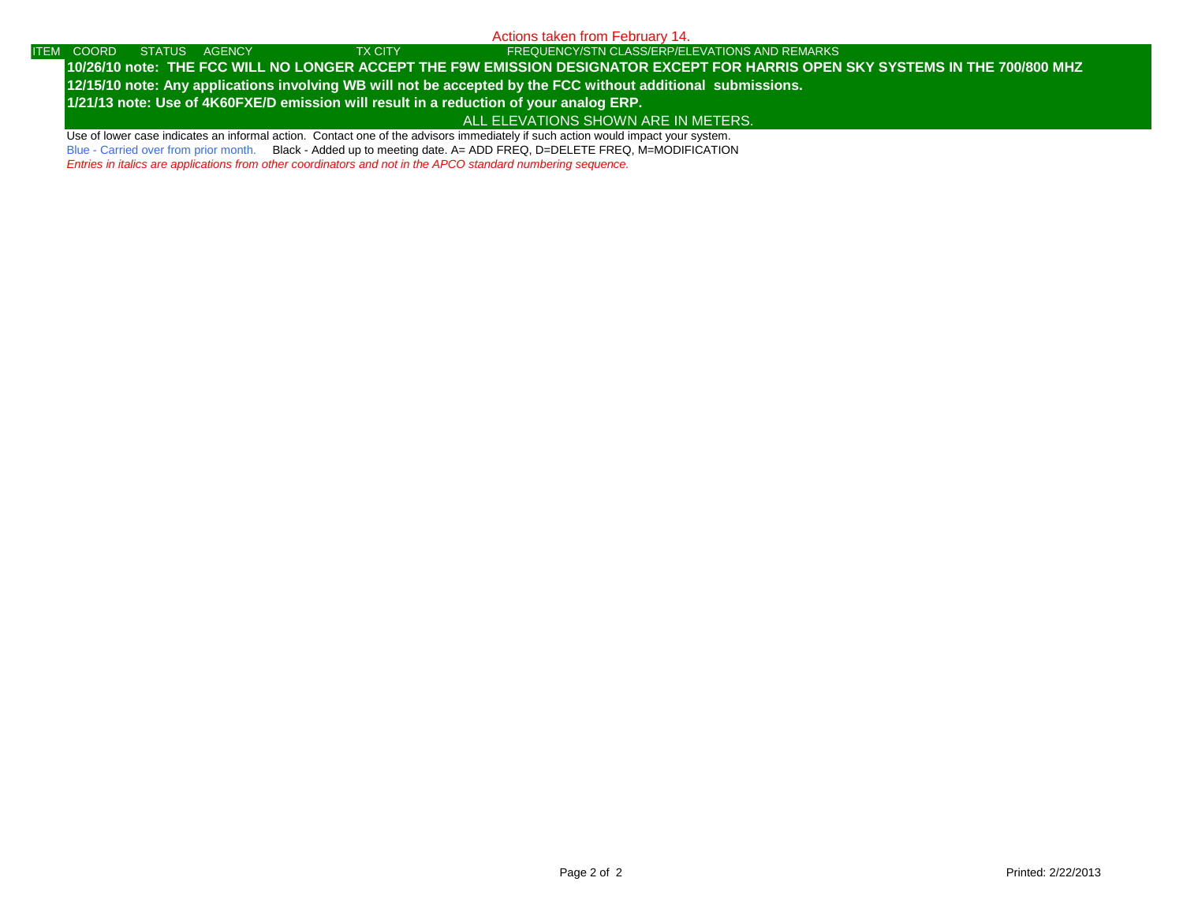Actions taken from February 14.

| ITEM | COORD | STATUS | AGENCY | TX CITY | FREQUENCY/STN CLASS/ERP/ELEVATIONS AND REMARKS |
|---|---|---|---|---|---|

**10/26/10 note: THE FCC WILL NO LONGER ACCEPT THE F9W EMISSION DESIGNATOR EXCEPT FOR HARRIS OPEN SKY SYSTEMS IN THE 700/800 MHZ**

**12/15/10 note: Any applications involving WB will not be accepted by the FCC without additional submissions.**

**1/21/13 note: Use of 4K60FXE/D emission will result in a reduction of your analog ERP.**

ALL ELEVATIONS SHOWN ARE IN METERS.

Use of lower case indicates an informal action. Contact one of the advisors immediately if such action would impact your system.

Blue - Carried over from prior month. Black - Added up to meeting date. A= ADD FREQ, D=DELETE FREQ, M=MODIFICATION

*Entries in italics are applications from other coordinators and not in the APCO standard numbering sequence.*

Printed: 2/22/2013